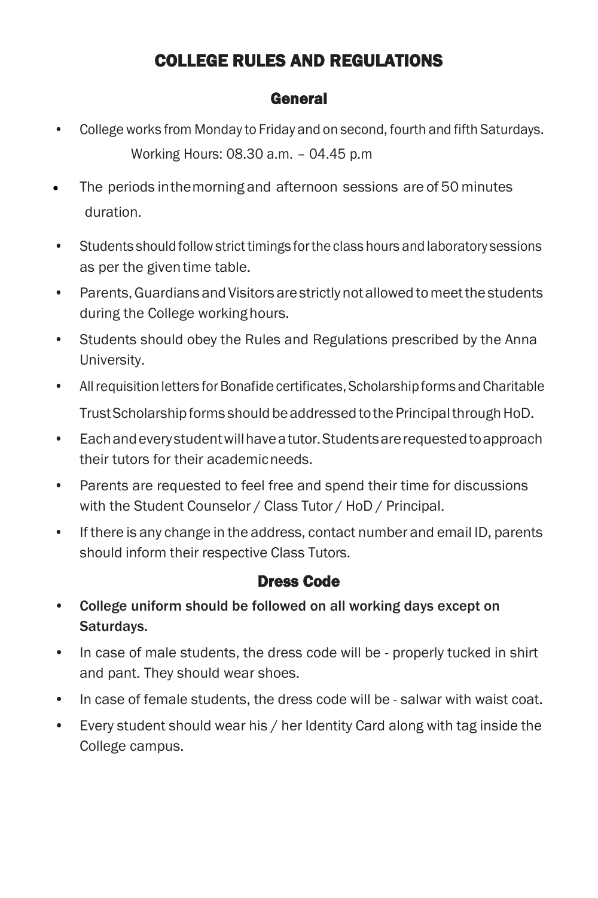# COLLEGE RULES AND REGULATIONS

## General

- College works from Monday to Friday and on second, fourth and fifth Saturdays.
  Working Hours: 08.30 a.m. – 04.45 p.m
- The periods in the morning and afternoon sessions are of 50 minutes duration.
- Students should follow strict timings for the class hours and laboratory sessions as per the given time table.
- Parents, Guardians and Visitors are strictly not allowed to meet the students during the College working hours.
- Students should obey the Rules and Regulations prescribed by the Anna University.
- All requisition letters for Bonafide certificates, Scholarship forms and Charitable Trust Scholarship forms should be addressed to the Principal through HoD.
- Each and every student will have a tutor. Students are requested to approach their tutors for their academic needs.
- Parents are requested to feel free and spend their time for discussions with the Student Counselor / Class Tutor / HoD / Principal.
- If there is any change in the address, contact number and email ID, parents should inform their respective Class Tutors.

## Dress Code

- **College uniform should be followed on all working days except on Saturdays.**
- In case of male students, the dress code will be - properly tucked in shirt and pant. They should wear shoes.
- In case of female students, the dress code will be - salwar with waist coat.
- Every student should wear his / her Identity Card along with tag inside the College campus.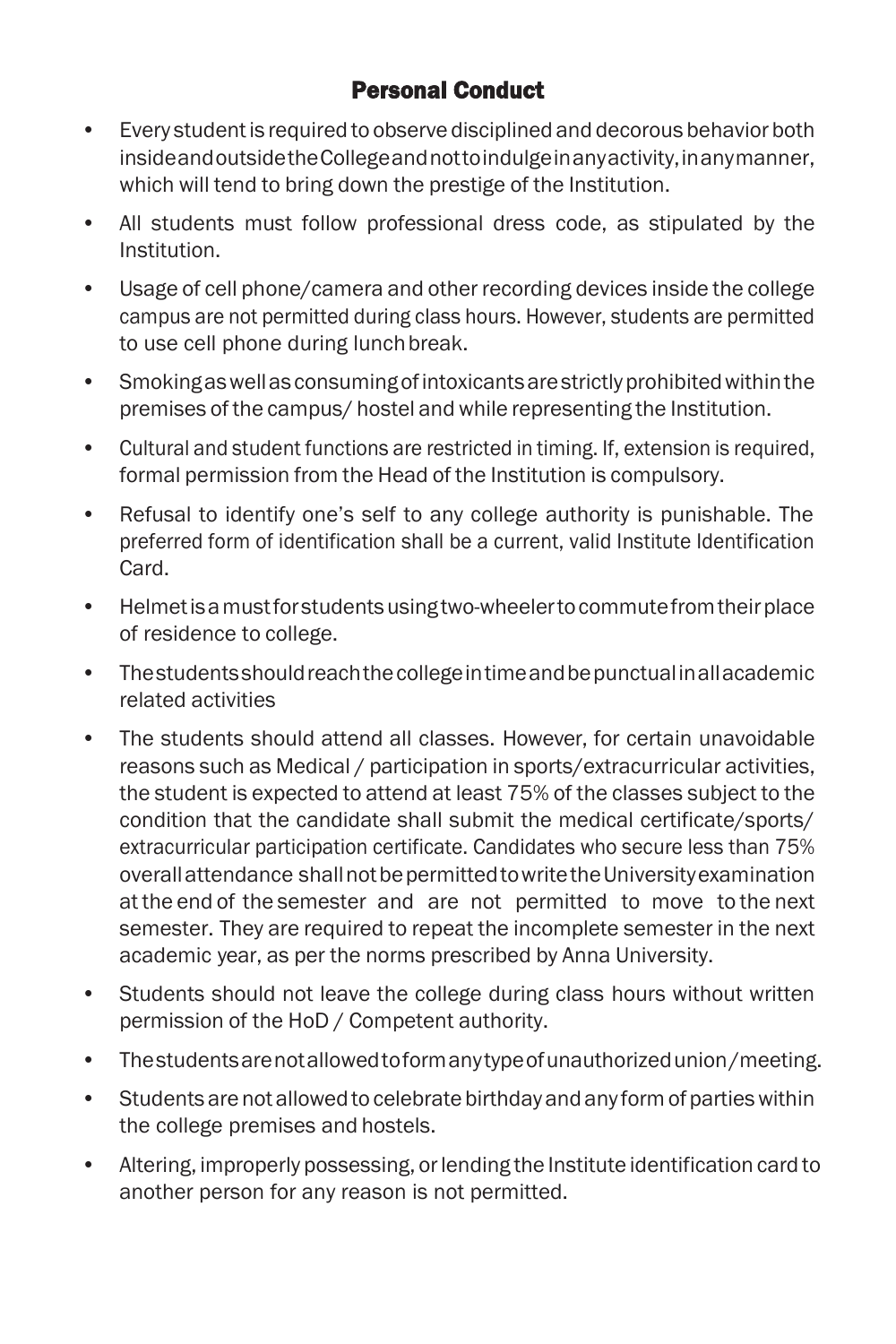## Personal Conduct

- Every student is required to observe disciplined and decorous behavior both inside and outside the College and not to indulge in any activity, in any manner, which will tend to bring down the prestige of the Institution.
- All students must follow professional dress code, as stipulated by the Institution.
- Usage of cell phone/camera and other recording devices inside the college campus are not permitted during class hours. However, students are permitted to use cell phone during lunch break.
- Smoking as well as consuming of intoxicants are strictly prohibited within the premises of the campus/ hostel and while representing the Institution.
- Cultural and student functions are restricted in timing. If, extension is required, formal permission from the Head of the Institution is compulsory.
- Refusal to identify one's self to any college authority is punishable. The preferred form of identification shall be a current, valid Institute Identification Card.
- Helmet is a must for students using two-wheeler to commute from their place of residence to college.
- The students should reach the college in time and be punctual in all academic related activities
- The students should attend all classes. However, for certain unavoidable reasons such as Medical / participation in sports/extracurricular activities, the student is expected to attend at least 75% of the classes subject to the condition that the candidate shall submit the medical certificate/sports/ extracurricular participation certificate. Candidates who secure less than 75% overall attendance shall not be permitted to write the University examination at the end of the semester and are not permitted to move to the next semester. They are required to repeat the incomplete semester in the next academic year, as per the norms prescribed by Anna University.
- Students should not leave the college during class hours without written permission of the HoD / Competent authority.
- The students are not allowed to form any type of unauthorized union/meeting.
- Students are not allowed to celebrate birthday and any form of parties within the college premises and hostels.
- Altering, improperly possessing, or lending the Institute identification card to another person for any reason is not permitted.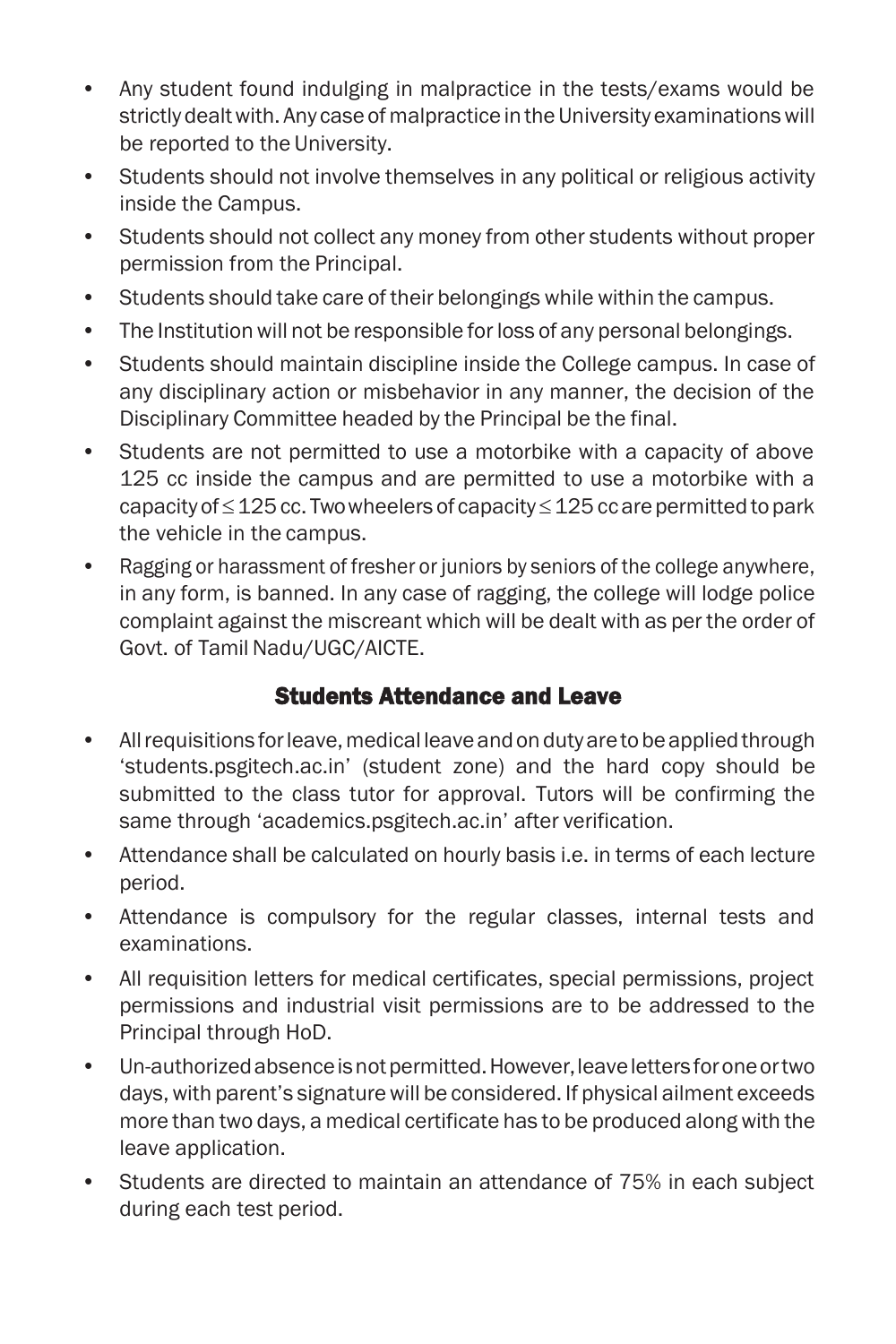- Any student found indulging in malpractice in the tests/exams would be strictly dealt with. Any case of malpractice in the University examinations will be reported to the University.
- Students should not involve themselves in any political or religious activity inside the Campus.
- Students should not collect any money from other students without proper permission from the Principal.
- Students should take care of their belongings while within the campus.
- The Institution will not be responsible for loss of any personal belongings.
- Students should maintain discipline inside the College campus. In case of any disciplinary action or misbehavior in any manner, the decision of the Disciplinary Committee headed by the Principal be the final.
- Students are not permitted to use a motorbike with a capacity of above 125 cc inside the campus and are permitted to use a motorbike with a capacity of ≤ 125 cc. Two wheelers of capacity ≤ 125 cc are permitted to park the vehicle in the campus.
- Ragging or harassment of fresher or juniors by seniors of the college anywhere, in any form, is banned. In any case of ragging, the college will lodge police complaint against the miscreant which will be dealt with as per the order of Govt. of Tamil Nadu/UGC/AICTE.

## Students Attendance and Leave

- All requisitions for leave, medical leave and on duty are to be applied through 'students.psgitech.ac.in' (student zone) and the hard copy should be submitted to the class tutor for approval. Tutors will be confirming the same through 'academics.psgitech.ac.in' after verification.
- Attendance shall be calculated on hourly basis i.e. in terms of each lecture period.
- Attendance is compulsory for the regular classes, internal tests and examinations.
- All requisition letters for medical certificates, special permissions, project permissions and industrial visit permissions are to be addressed to the Principal through HoD.
- Un-authorized absence is not permitted. However, leave letters for one or two days, with parent's signature will be considered. If physical ailment exceeds more than two days, a medical certificate has to be produced along with the leave application.
- Students are directed to maintain an attendance of 75% in each subject during each test period.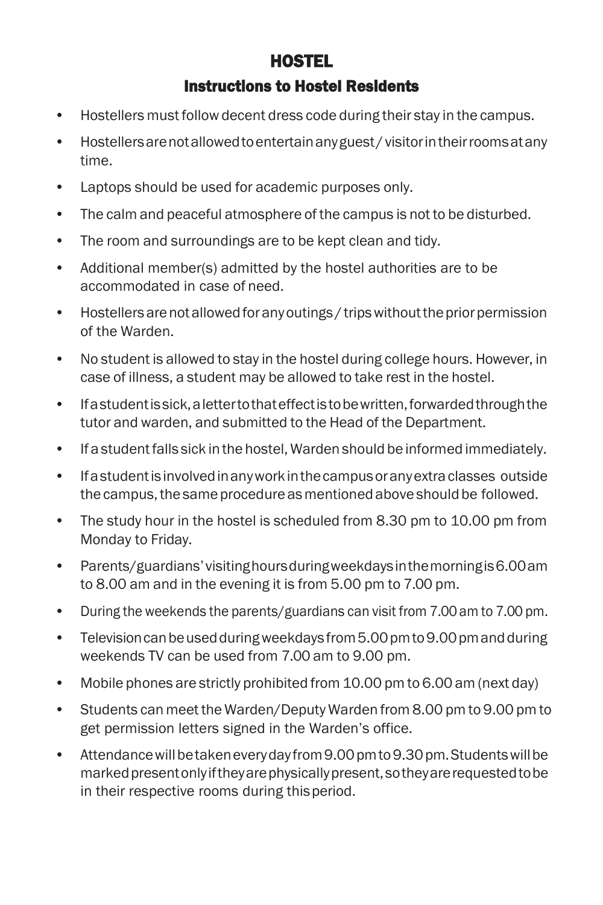# HOSTEL

## Instructions to Hostel Residents

- Hostellers must follow decent dress code during their stay in the campus.
- Hostellers are not allowed to entertain any guest / visitor in their rooms at any time.
- Laptops should be used for academic purposes only.
- The calm and peaceful atmosphere of the campus is not to be disturbed.
- The room and surroundings are to be kept clean and tidy.
- Additional member(s) admitted by the hostel authorities are to be accommodated in case of need.
- Hostellers are not allowed for any outings / trips without the prior permission of the Warden.
- No student is allowed to stay in the hostel during college hours. However, in case of illness, a student may be allowed to take rest in the hostel.
- If a student is sick, a letter to that effect is to be written, forwarded through the tutor and warden, and submitted to the Head of the Department.
- If a student falls sick in the hostel, Warden should be informed immediately.
- If a student is involved in any work in the campus or any extra classes outside the campus, the same procedure as mentioned above should be followed.
- The study hour in the hostel is scheduled from 8.30 pm to 10.00 pm from Monday to Friday.
- Parents/guardians' visiting hours during weekdays in the morning is 6.00 am to 8.00 am and in the evening it is from 5.00 pm to 7.00 pm.
- During the weekends the parents/guardians can visit from 7.00 am to 7.00 pm.
- Television can be used during weekdays from 5.00 pm to 9.00 pm and during weekends TV can be used from 7.00 am to 9.00 pm.
- Mobile phones are strictly prohibited from 10.00 pm to 6.00 am (next day)
- Students can meet the Warden/Deputy Warden from 8.00 pm to 9.00 pm to get permission letters signed in the Warden's office.
- Attendance will be taken every day from 9.00 pm to 9.30 pm. Students will be marked present only if they are physically present, so they are requested to be in their respective rooms during this period.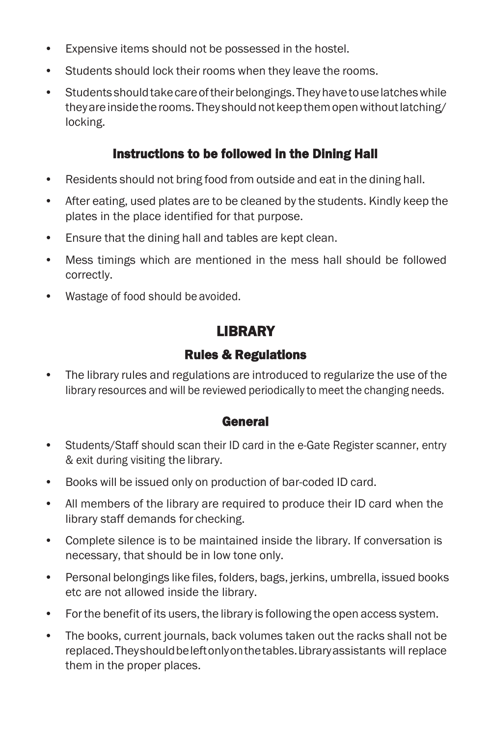- Expensive items should not be possessed in the hostel.
- Students should lock their rooms when they leave the rooms.
- Students should take care of their belongings. They have to use latches while they are inside the rooms. They should not keep them open without latching/ locking.

### Instructions to be followed in the Dining Hall

- Residents should not bring food from outside and eat in the dining hall.
- After eating, used plates are to be cleaned by the students. Kindly keep the plates in the place identified for that purpose.
- Ensure that the dining hall and tables are kept clean.
- Mess timings which are mentioned in the mess hall should be followed correctly.
- Wastage of food should be avoided.

## LIBRARY

### Rules & Regulations

- The library rules and regulations are introduced to regularize the use of the library resources and will be reviewed periodically to meet the changing needs.

### General

- Students/Staff should scan their ID card in the e-Gate Register scanner, entry & exit during visiting the library.
- Books will be issued only on production of bar-coded ID card.
- All members of the library are required to produce their ID card when the library staff demands for checking.
- Complete silence is to be maintained inside the library. If conversation is necessary, that should be in low tone only.
- Personal belongings like files, folders, bags, jerkins, umbrella, issued books etc are not allowed inside the library.
- For the benefit of its users, the library is following the open access system.
- The books, current journals, back volumes taken out the racks shall not be replaced. They should be left only on the tables. Library assistants will replace them in the proper places.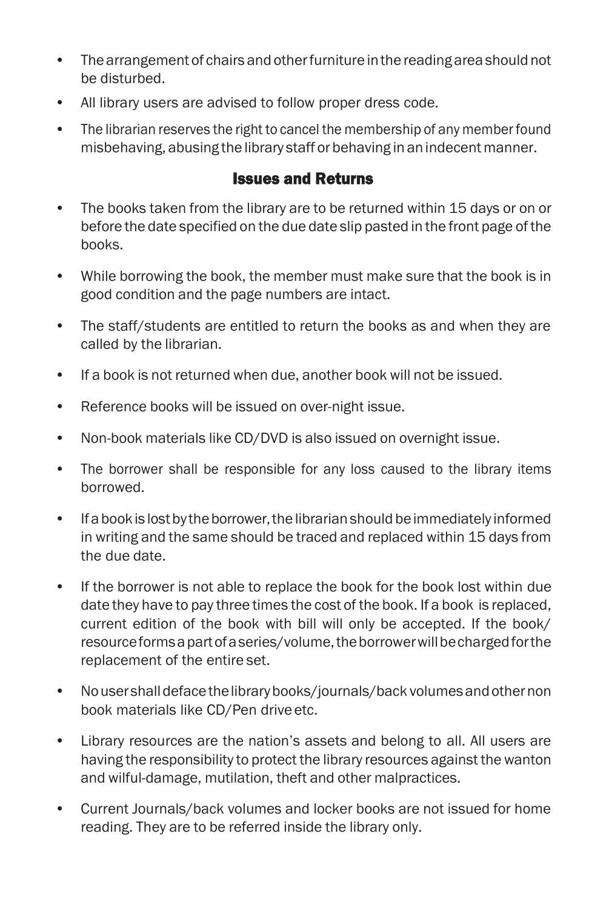- The arrangement of chairs and other furniture in the reading area should not be disturbed.
- All library users are advised to follow proper dress code.
- The librarian reserves the right to cancel the membership of any member found misbehaving, abusing the library staff or behaving in an indecent manner.

## Issues and Returns

- The books taken from the library are to be returned within 15 days or on or before the date specified on the due date slip pasted in the front page of the books.
- While borrowing the book, the member must make sure that the book is in good condition and the page numbers are intact.
- The staff/students are entitled to return the books as and when they are called by the librarian.
- If a book is not returned when due, another book will not be issued.
- Reference books will be issued on over-night issue.
- Non-book materials like CD/DVD is also issued on overnight issue.
- The borrower shall be responsible for any loss caused to the library items borrowed.
- If a book is lost by the borrower, the librarian should be immediately informed in writing and the same should be traced and replaced within 15 days from the due date.
- If the borrower is not able to replace the book for the book lost within due date they have to pay three times the cost of the book. If a book is replaced, current edition of the book with bill will only be accepted. If the book/ resource forms a part of a series/volume, the borrower will be charged for the replacement of the entire set.
- No user shall deface the library books/journals/back volumes and other non book materials like CD/Pen drive etc.
- Library resources are the nation's assets and belong to all. All users are having the responsibility to protect the library resources against the wanton and wilful-damage, mutilation, theft and other malpractices.
- Current Journals/back volumes and locker books are not issued for home reading. They are to be referred inside the library only.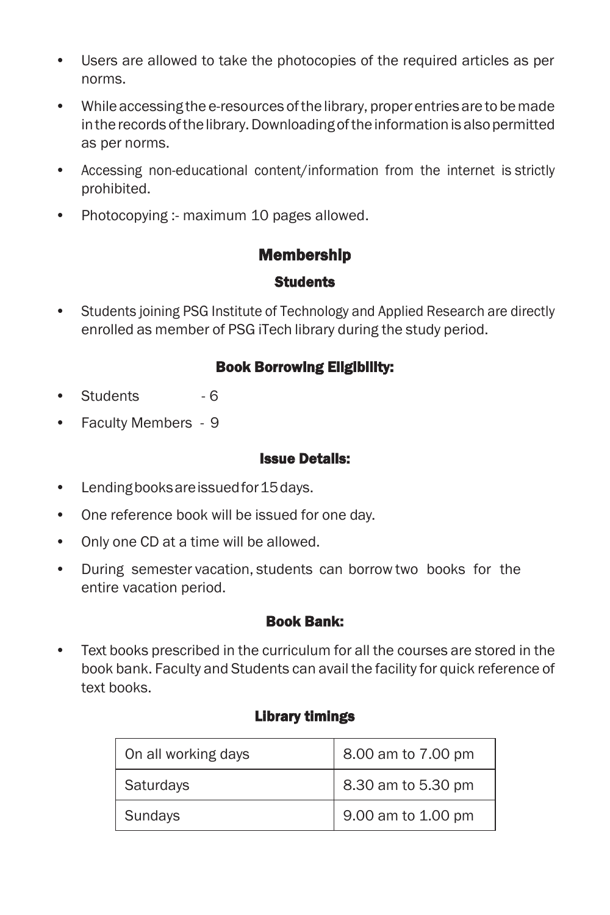- Users are allowed to take the photocopies of the required articles as per norms.
- While accessing the e-resources of the library, proper entries are to be made in the records of the library. Downloading of the information is also permitted as per norms.
- Accessing non-educational content/information from the internet is strictly prohibited.
- Photocopying :- maximum 10 pages allowed.

## Membership

### Students

- Students joining PSG Institute of Technology and Applied Research are directly enrolled as member of PSG iTech library during the study period.

### Book Borrowing Eligibility:

- Students - 6
- Faculty Members - 9

### Issue Details:

- Lending books are issued for 15 days.
- One reference book will be issued for one day.
- Only one CD at a time will be allowed.
- During semester vacation, students can borrow two books for the entire vacation period.

### Book Bank:

- Text books prescribed in the curriculum for all the courses are stored in the book bank. Faculty and Students can avail the facility for quick reference of text books.

### Library timings

| On all working days | 8.00 am to 7.00 pm |
|---|---|
| Saturdays | 8.30 am to 5.30 pm |
| Sundays | 9.00 am to 1.00 pm |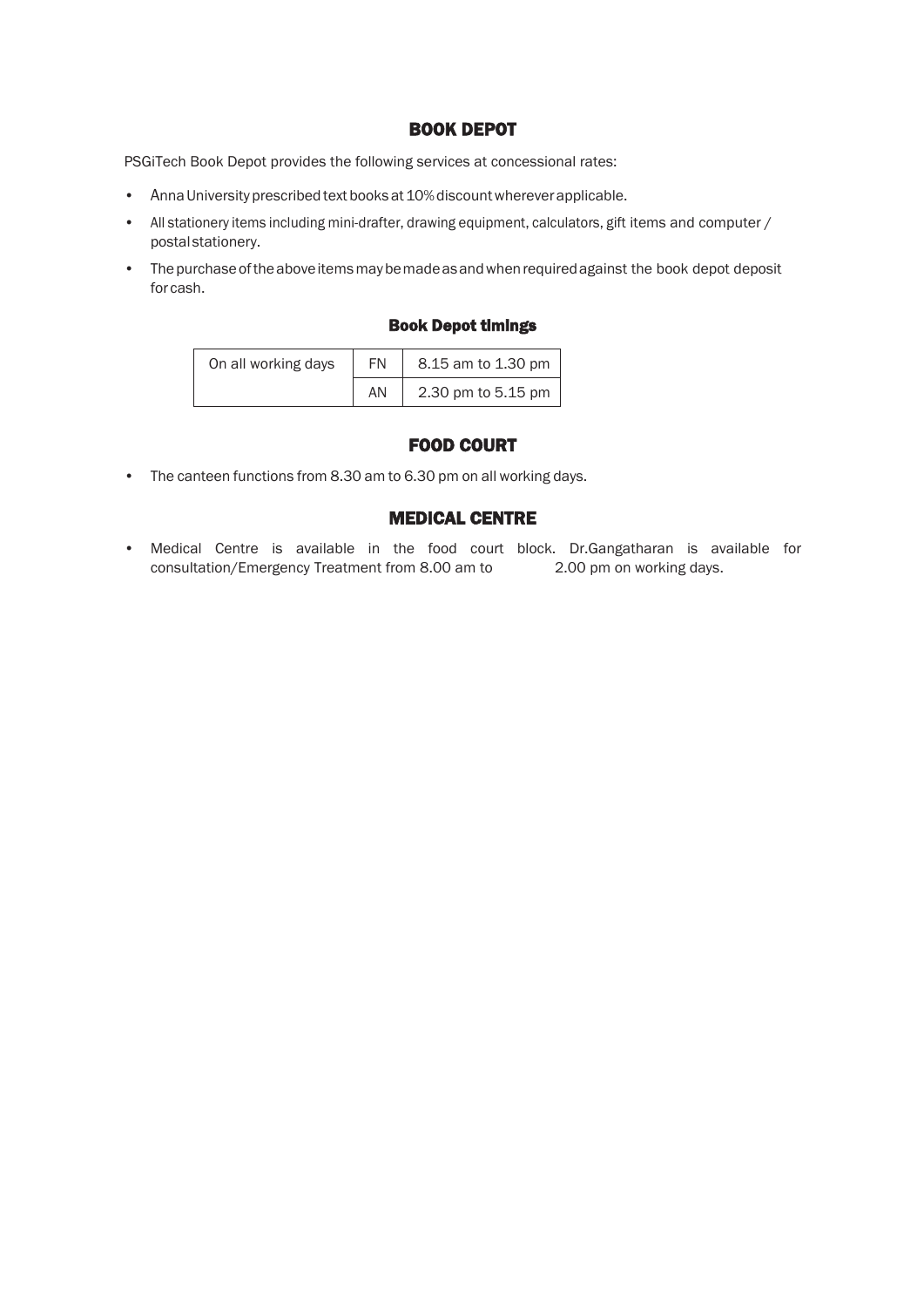## BOOK DEPOT

PSGiTech Book Depot provides the following services at concessional rates:

- Anna University prescribed text books at 10% discount wherever applicable.
- All stationery items including mini-drafter, drawing equipment, calculators, gift items and computer / postal stationery.
- The purchase of the above items may be made as and when required against the book depot deposit for cash.

### Book Depot timings

| | | |
|---|---|---|
| On all working days | FN | 8.15 am to 1.30 pm |
| | AN | 2.30 pm to 5.15 pm |

## FOOD COURT

- The canteen functions from 8.30 am to 6.30 pm on all working days.

## MEDICAL CENTRE

- Medical Centre is available in the food court block. Dr.Gangatharan is available for consultation/Emergency Treatment from 8.00 am to 2.00 pm on working days.